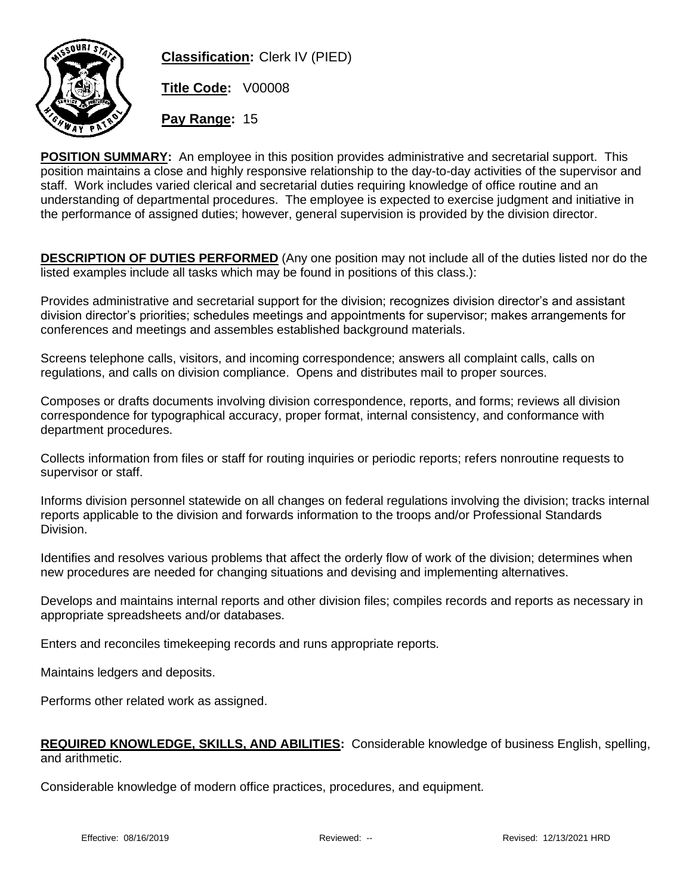**Classification:** Clerk IV (PIED)

**Title Code:** V00008

**Pay Range:** 15

**POSITION SUMMARY:** An employee in this position provides administrative and secretarial support. This position maintains a close and highly responsive relationship to the day-to-day activities of the supervisor and staff. Work includes varied clerical and secretarial duties requiring knowledge of office routine and an understanding of departmental procedures. The employee is expected to exercise judgment and initiative in the performance of assigned duties; however, general supervision is provided by the division director.

**DESCRIPTION OF DUTIES PERFORMED** (Any one position may not include all of the duties listed nor do the listed examples include all tasks which may be found in positions of this class.):

Provides administrative and secretarial support for the division; recognizes division director's and assistant division director's priorities; schedules meetings and appointments for supervisor; makes arrangements for conferences and meetings and assembles established background materials.

Screens telephone calls, visitors, and incoming correspondence; answers all complaint calls, calls on regulations, and calls on division compliance. Opens and distributes mail to proper sources.

Composes or drafts documents involving division correspondence, reports, and forms; reviews all division correspondence for typographical accuracy, proper format, internal consistency, and conformance with department procedures.

Collects information from files or staff for routing inquiries or periodic reports; refers nonroutine requests to supervisor or staff.

Informs division personnel statewide on all changes on federal regulations involving the division; tracks internal reports applicable to the division and forwards information to the troops and/or Professional Standards Division.

Identifies and resolves various problems that affect the orderly flow of work of the division; determines when new procedures are needed for changing situations and devising and implementing alternatives.

Develops and maintains internal reports and other division files; compiles records and reports as necessary in appropriate spreadsheets and/or databases.

Enters and reconciles timekeeping records and runs appropriate reports.

Maintains ledgers and deposits.

Performs other related work as assigned.

**REQUIRED KNOWLEDGE, SKILLS, AND ABILITIES:** Considerable knowledge of business English, spelling, and arithmetic.

Considerable knowledge of modern office practices, procedures, and equipment.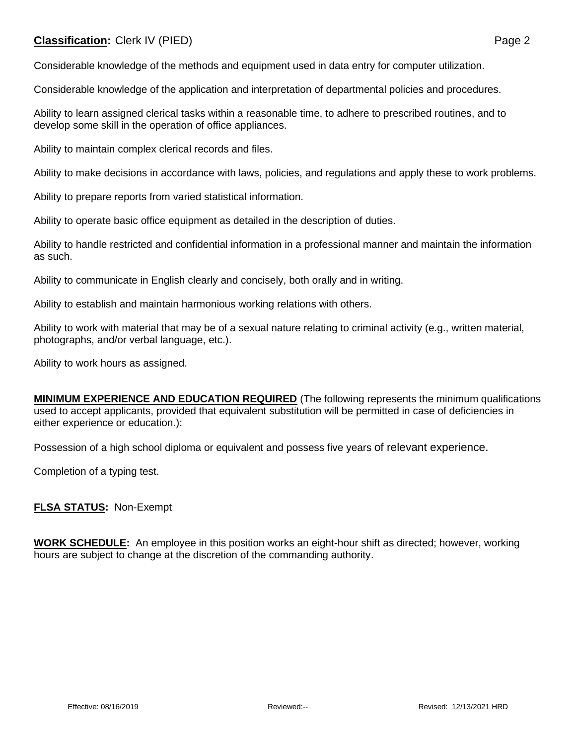Considerable knowledge of the methods and equipment used in data entry for computer utilization.

Considerable knowledge of the application and interpretation of departmental policies and procedures.

Ability to learn assigned clerical tasks within a reasonable time, to adhere to prescribed routines, and to develop some skill in the operation of office appliances.

Ability to maintain complex clerical records and files.

Ability to make decisions in accordance with laws, policies, and regulations and apply these to work problems.

Ability to prepare reports from varied statistical information.

Ability to operate basic office equipment as detailed in the description of duties.

Ability to handle restricted and confidential information in a professional manner and maintain the information as such.

Ability to communicate in English clearly and concisely, both orally and in writing.

Ability to establish and maintain harmonious working relations with others.

Ability to work with material that may be of a sexual nature relating to criminal activity (e.g., written material, photographs, and/or verbal language, etc.).

Ability to work hours as assigned.

**MINIMUM EXPERIENCE AND EDUCATION REQUIRED** (The following represents the minimum qualifications used to accept applicants, provided that equivalent substitution will be permitted in case of deficiencies in either experience or education.):

Possession of a high school diploma or equivalent and possess five years of relevant experience.

Completion of a typing test.

**FLSA STATUS:** Non-Exempt

**WORK SCHEDULE:** An employee in this position works an eight-hour shift as directed; however, working hours are subject to change at the discretion of the commanding authority.

Effective: 08/16/2019 Reviewed:-- Revised: 12/13/2021 HRD